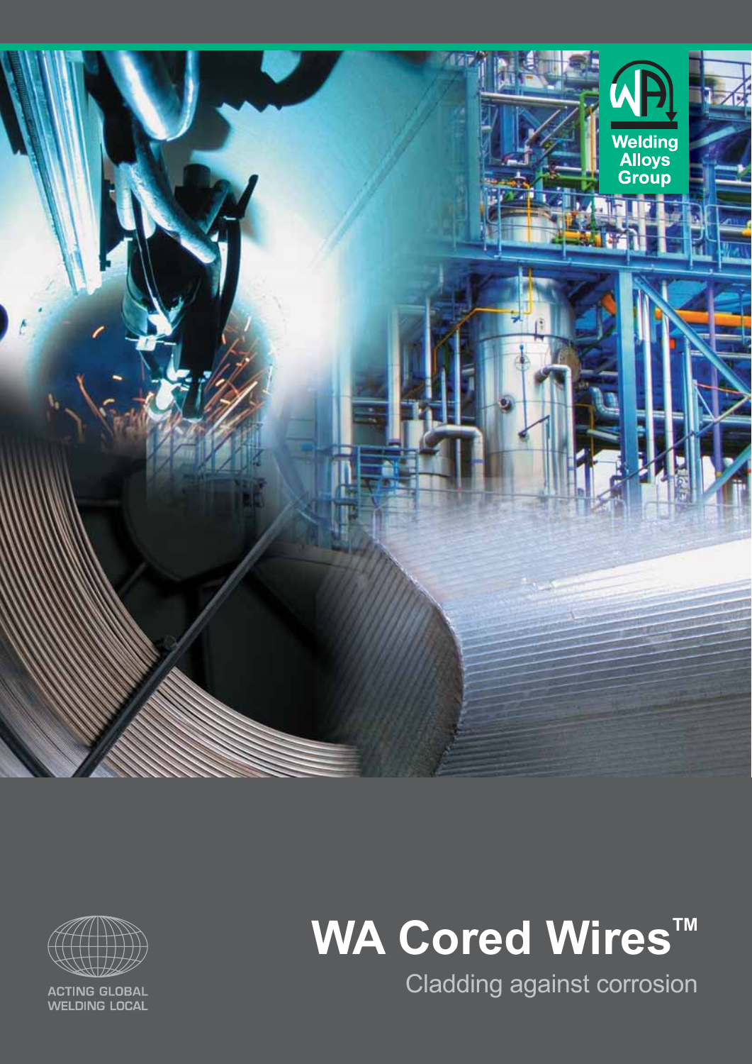Welding Alloys Group

# WA Cored Wires™

## Cladding against corrosion

ACTING GLOBAL
WELDING LOCAL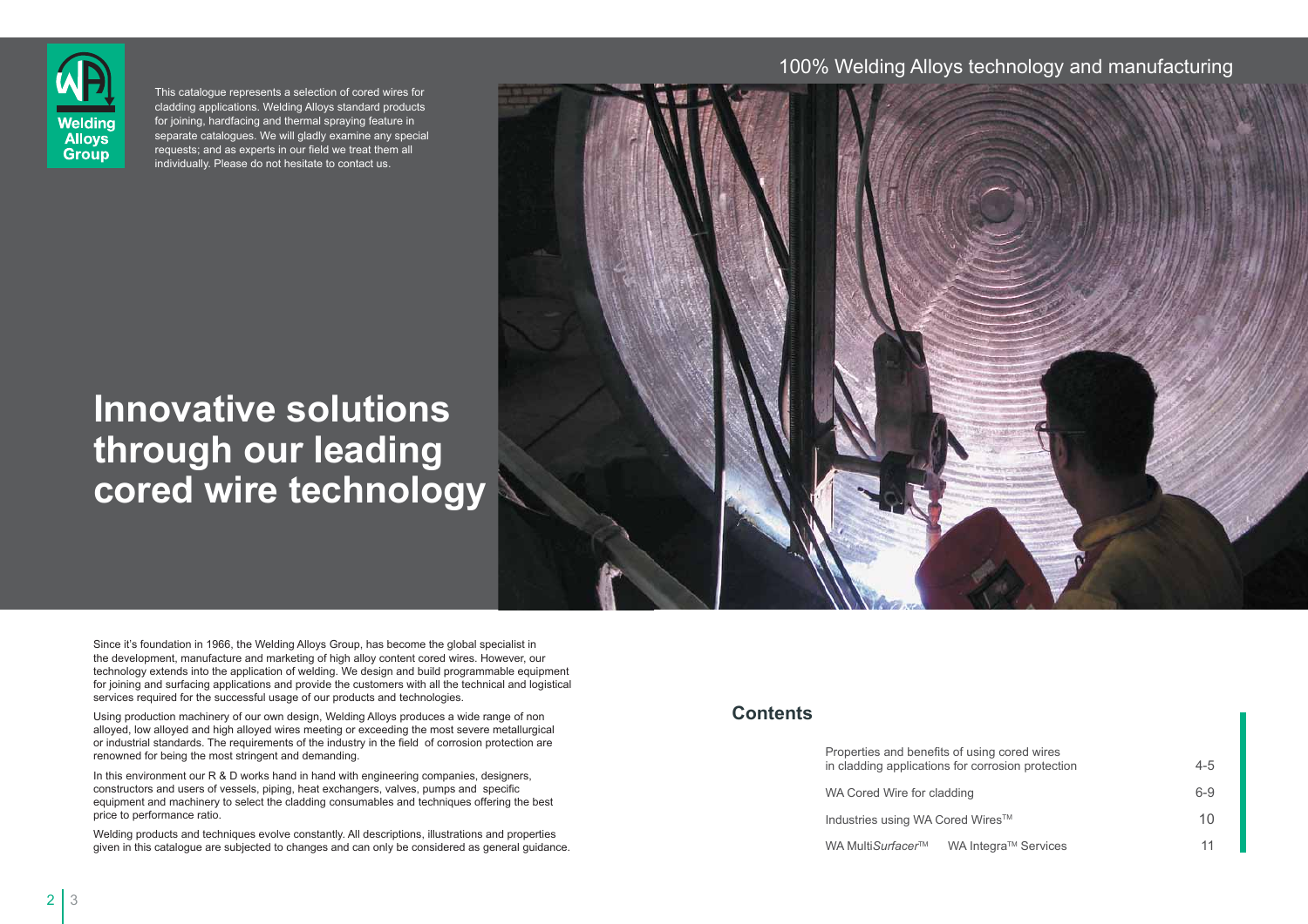Welding Alloys Group

This catalogue represents a selection of cored wires for cladding applications. Welding Alloys standard products for joining, hardfacing and thermal spraying feature in separate catalogues. We will gladly examine any special requests; and as experts in our field we treat them all individually. Please do not hesitate to contact us.

100% Welding Alloys technology and manufacturing

# Innovative solutions through our leading cored wire technology

Since it's foundation in 1966, the Welding Alloys Group, has become the global specialist in the development, manufacture and marketing of high alloy content cored wires. However, our technology extends into the application of welding. We design and build programmable equipment for joining and surfacing applications and provide the customers with all the technical and logistical services required for the successful usage of our products and technologies.

Using production machinery of our own design, Welding Alloys produces a wide range of non alloyed, low alloyed and high alloyed wires meeting or exceeding the most severe metallurgical or industrial standards. The requirements of the industry in the field of corrosion protection are renowned for being the most stringent and demanding.

In this environment our R & D works hand in hand with engineering companies, designers, constructors and users of vessels, piping, heat exchangers, valves, pumps and specific equipment and machinery to select the cladding consumables and techniques offering the best price to performance ratio.

Welding products and techniques evolve constantly. All descriptions, illustrations and properties given in this catalogue are subjected to changes and can only be considered as general guidance.

## Contents

| | |
|---|---|
| Properties and benefits of using cored wires in cladding applications for corrosion protection | 4-5 |
| WA Cored Wire for cladding | 6-9 |
| Industries using WA Cored Wires™ | 10 |
| WA Multi*Surfacer*™ WA Integra™ Services | 11 |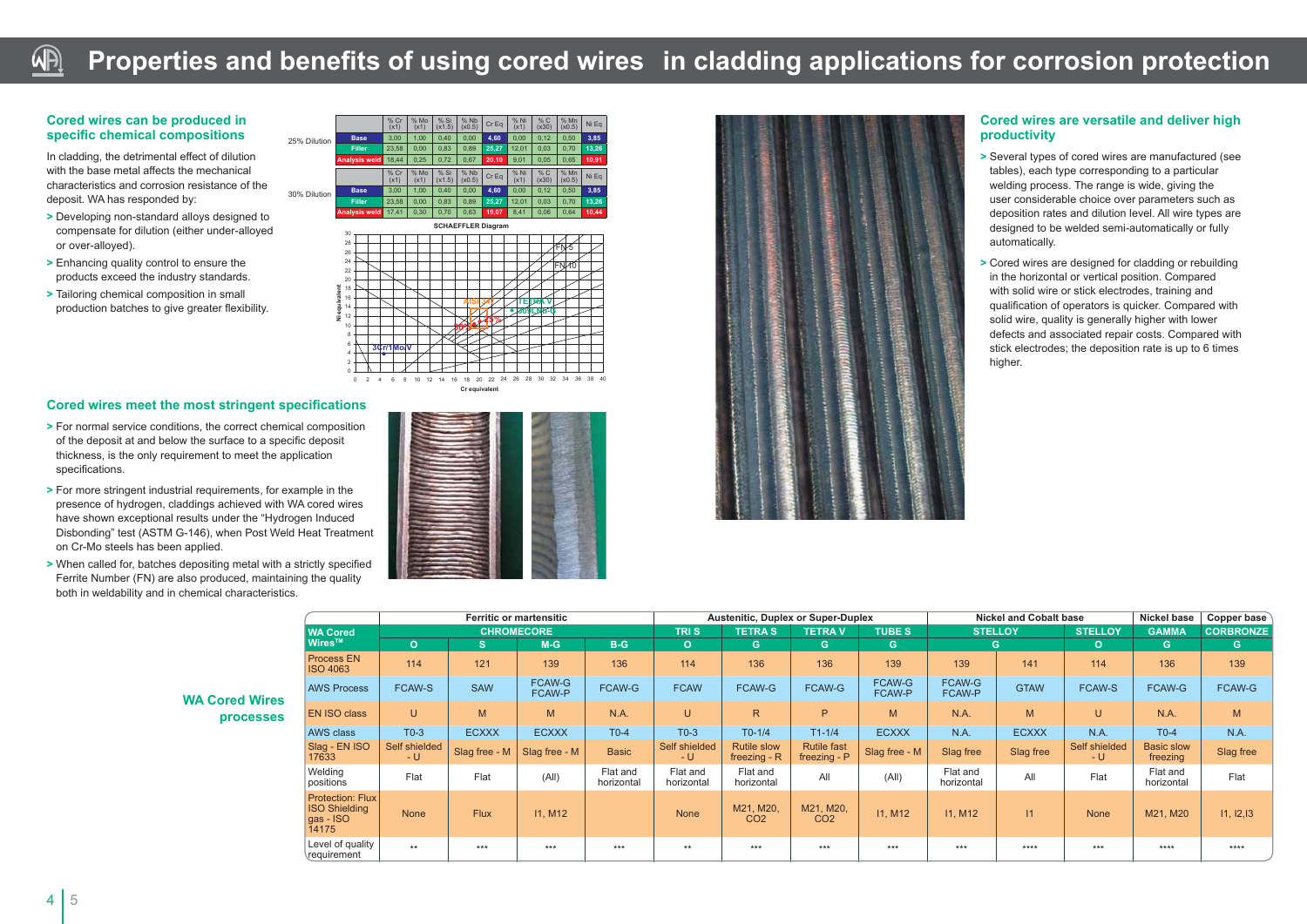# Properties and benefits of using cored wires in cladding applications for corrosion protection

## Cored wires can be produced in specific chemical compositions

In cladding, the detrimental effect of dilution with the base metal affects the mechanical characteristics and corrosion resistance of the deposit. WA has responded by:

> Developing non-standard alloys designed to compensate for dilution (either under-alloyed or over-alloyed).

> Enhancing quality control to ensure the products exceed the industry standards.

> Tailoring chemical composition in small production batches to give greater flexibility.

| 25% Dilution | % Cr (x1) | % Mo (x1) | % Si (x1.5) | % Nb (x0.5) | Cr Eq | % Ni (x1) | % C (x30) | % Mn (x0.5) | Ni Eq |
|---|---|---|---|---|---|---|---|---|---|
| Base | 3,00 | 1,00 | 0,40 | 0,00 | 4,60 | 0,00 | 0,12 | 0,50 | 3,85 |
| Filler | 23,58 | 0,00 | 0,83 | 0,89 | 25,27 | 12,01 | 0,03 | 0,70 | 13,26 |
| Analysis weld | 18,44 | 0,25 | 0,72 | 0,67 | 20,10 | 9,01 | 0,05 | 0,65 | 10,91 |

| 30% Dilution | % Cr (x1) | % Mo (x1) | % Si (x1.5) | % Nb (x0.5) | Cr Eq | % Ni (x1) | % C (x30) | % Mn (x0.5) | Ni Eq |
|---|---|---|---|---|---|---|---|---|---|
| Base | 3,00 | 1,00 | 0,40 | 0,00 | 4,60 | 0,00 | 0,12 | 0,50 | 3,85 |
| Filler | 23,58 | 0,00 | 0,83 | 0,89 | 25,27 | 12,01 | 0,03 | 0,70 | 13,26 |
| Analysis weld | 17,41 | 0,30 | 0,70 | 0,63 | 19,07 | 8,41 | 0,06 | 0,64 | 10,44 |

SCHAEFFLER Diagram

## Cored wires meet the most stringent specifications

> For normal service conditions, the correct chemical composition of the deposit at and below the surface to a specific deposit thickness, is the only requirement to meet the application specifications.

> For more stringent industrial requirements, for example in the presence of hydrogen, claddings achieved with WA cored wires have shown exceptional results under the "Hydrogen Induced Disbonding" test (ASTM G-146), when Post Weld Heat Treatment on Cr-Mo steels has been applied.

> When called for, batches depositing metal with a strictly specified Ferrite Number (FN) are also produced, maintaining the quality both in weldability and in chemical characteristics.

## Cored wires are versatile and deliver high productivity

> Several types of cored wires are manufactured (see tables), each type corresponding to a particular welding process. The range is wide, giving the user considerable choice over parameters such as deposition rates and dilution level. All wire types are designed to be welded semi-automatically or fully automatically.

> Cored wires are designed for cladding or rebuilding in the horizontal or vertical position. Compared with solid wire or stick electrodes, training and qualification of operators is quicker. Compared with solid wire, quality is generally higher with lower defects and associated repair costs. Compared with stick electrodes; the deposition rate is up to 6 times higher.

## WA Cored Wires processes

| | Ferritic or martensitic | | | | Austenitic, Duplex or Super-Duplex | | | | Nickel and Cobalt base | | | Nickel base | Copper base |
|---|---|---|---|---|---|---|---|---|---|---|---|---|---|
| WA Cored Wires™ | CHROMECORE | | | | TRI S | TETRA S | TETRA V | TUBE S | STELLOY | | STELLOY | GAMMA | CORBRONZE |
| | O | S | M-G | B-G | O | G | G | G | G | | O | G | G |
| Process EN ISO 4063 | 114 | 121 | 139 | 136 | 114 | 136 | 136 | 139 | 139 | 141 | 114 | 136 | 139 |
| AWS Process | FCAW-S | SAW | FCAW-G FCAW-P | FCAW-G | FCAW | FCAW-G | FCAW-G | FCAW-G FCAW-P | FCAW-G FCAW-P | GTAW | FCAW-S | FCAW-G | FCAW-G |
| EN ISO class | U | M | M | N.A. | U | R | P | M | N.A. | M | U | N.A. | M |
| AWS class | T0-3 | ECXXX | ECXXX | T0-4 | T0-3 | T0-1/4 | T1-1/4 | ECXXX | N.A. | ECXXX | N.A. | T0-4 | N.A. |
| Slag - EN ISO 17633 | Self shielded - U | Slag free - M | Slag free - M | Basic | Self shielded - U | Rutile slow freezing - R | Rutile fast freezing - P | Slag free - M | Slag free | Slag free | Self shielded - U | Basic slow freezing | Slag free |
| Welding positions | Flat | Flat | (All) | Flat and horizontal | Flat and horizontal | Flat and horizontal | All | (All) | Flat and horizontal | All | Flat | Flat and horizontal | Flat |
| Protection: Flux ISO Shielding gas - ISO 14175 | None | Flux | I1, M12 | | None | M21, M20, $CO_2$ | M21, M20, $CO_2$ | I1, M12 | I1, M12 | I1 | None | M21, M20 | I1, I2,I3 |
| Level of quality requirement | ** | *** | *** | *** | ** | *** | *** | *** | *** | **** | *** | **** | **** |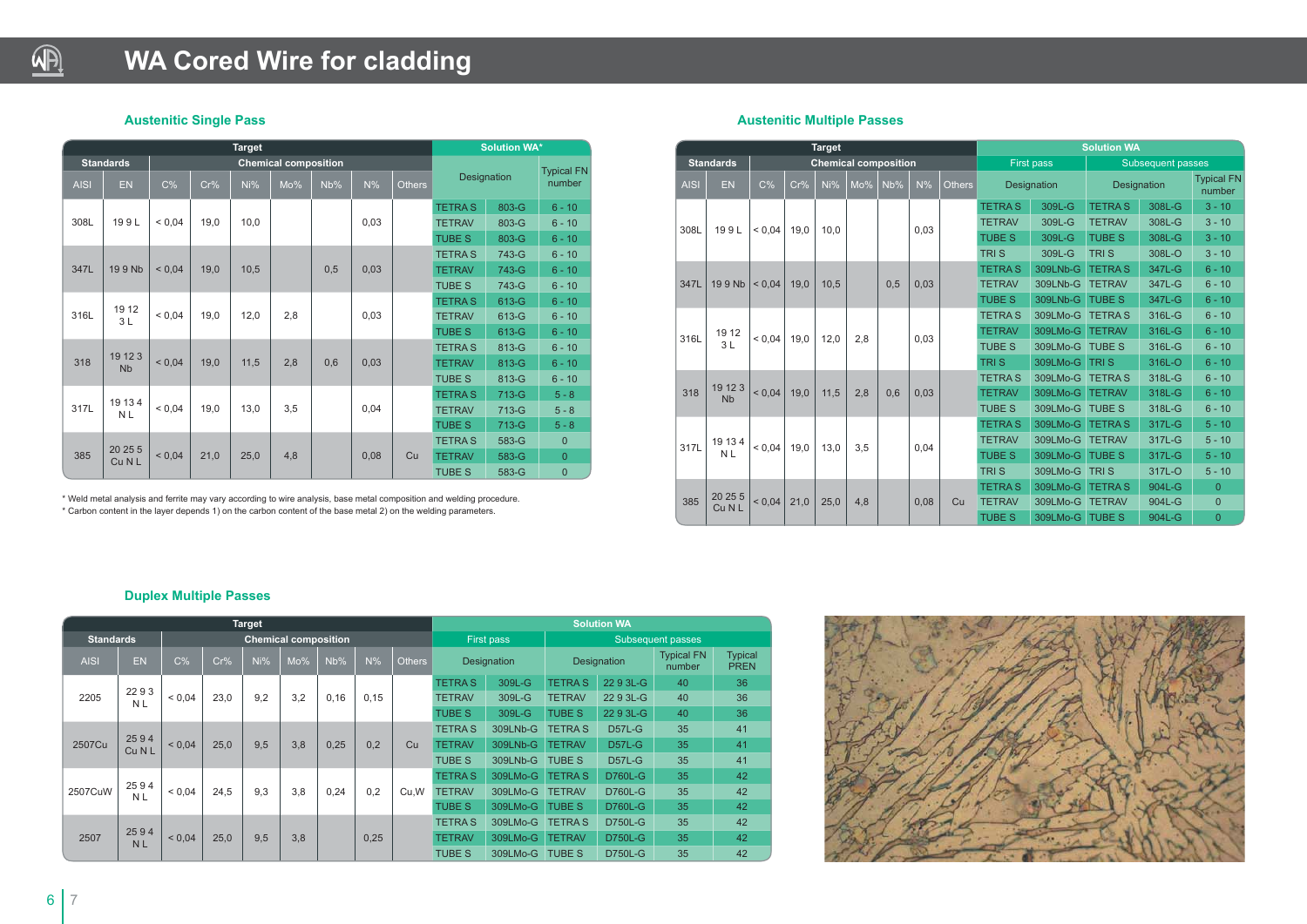# WA Cored Wire for cladding

## Austenitic Single Pass

| Target | | | | | | | | | Solution WA* | | |
|---|---|---|---|---|---|---|---|---|---|---|---|
| Standards | | Chemical composition | | | | | | | Designation | | Typical FN number |
| AISI | EN | C% | Cr% | Ni% | Mo% | Nb% | N% | Others | | | |
| 308L | 19 9 L | < 0,04 | 19,0 | 10,0 | | | 0,03 | | TETRA S | 803-G | 6 - 10 |
| | | | | | | | | | TETRAV | 803-G | 6 - 10 |
| | | | | | | | | | TUBE S | 803-G | 6 - 10 |
| 347L | 19 9 Nb | < 0,04 | 19,0 | 10,5 | | 0,5 | 0,03 | | TETRA S | 743-G | 6 - 10 |
| | | | | | | | | | TETRAV | 743-G | 6 - 10 |
| | | | | | | | | | TUBE S | 743-G | 6 - 10 |
| 316L | 19 12 3 L | < 0,04 | 19,0 | 12,0 | 2,8 | | 0,03 | | TETRA S | 613-G | 6 - 10 |
| | | | | | | | | | TETRAV | 613-G | 6 - 10 |
| | | | | | | | | | TUBE S | 613-G | 6 - 10 |
| 318 | 19 12 3 Nb | < 0,04 | 19,0 | 11,5 | 2,8 | 0,6 | 0,03 | | TETRA S | 813-G | 6 - 10 |
| | | | | | | | | | TETRAV | 813-G | 6 - 10 |
| | | | | | | | | | TUBE S | 813-G | 6 - 10 |
| 317L | 19 13 4 N L | < 0,04 | 19,0 | 13,0 | 3,5 | | 0,04 | | TETRA S | 713-G | 5 - 8 |
| | | | | | | | | | TETRAV | 713-G | 5 - 8 |
| | | | | | | | | | TUBE S | 713-G | 5 - 8 |
| 385 | 20 25 5 Cu N L | < 0,04 | 21,0 | 25,0 | 4,8 | | 0,08 | Cu | TETRA S | 583-G | 0 |
| | | | | | | | | | TETRAV | 583-G | 0 |
| | | | | | | | | | TUBE S | 583-G | 0 |

\* Weld metal analysis and ferrite may vary according to wire analysis, base metal composition and welding procedure.
\* Carbon content in the layer depends 1) on the carbon content of the base metal 2) on the welding parameters.

## Austenitic Multiple Passes

| Target | | | | | | | | | Solution WA | | | | |
|---|---|---|---|---|---|---|---|---|---|---|---|---|---|
| Standards | | Chemical composition | | | | | | | First pass | | Subsequent passes | | |
| AISI | EN | C% | Cr% | Ni% | Mo% | Nb% | N% | Others | Designation | | Designation | | Typical FN number |
| 308L | 19 9 L | < 0,04 | 19,0 | 10,0 | | | 0,03 | | TETRA S | 309L-G | TETRA S | 308L-G | 3 - 10 |
| | | | | | | | | | TETRAV | 309L-G | TETRAV | 308L-G | 3 - 10 |
| | | | | | | | | | TUBE S | 309L-G | TUBE S | 308L-G | 3 - 10 |
| | | | | | | | | | TRI S | 309L-G | TRI S | 308L-O | 3 - 10 |
| 347L | 19 9 Nb | < 0,04 | 19,0 | 10,5 | | 0,5 | 0,03 | | TETRA S | 309LNb-G | TETRA S | 347L-G | 6 - 10 |
| | | | | | | | | | TETRAV | 309LNb-G | TETRAV | 347L-G | 6 - 10 |
| | | | | | | | | | TUBE S | 309LNb-G | TUBE S | 347L-G | 6 - 10 |
| 316L | 19 12 3 L | < 0,04 | 19,0 | 12,0 | 2,8 | | 0,03 | | TETRA S | 309LMo-G | TETRA S | 316L-G | 6 - 10 |
| | | | | | | | | | TETRAV | 309LMo-G | TETRAV | 316L-G | 6 - 10 |
| | | | | | | | | | TUBE S | 309LMo-G | TUBE S | 316L-G | 6 - 10 |
| | | | | | | | | | TRI S | 309LMo-G | TRI S | 316L-O | 6 - 10 |
| 318 | 19 12 3 Nb | < 0,04 | 19,0 | 11,5 | 2,8 | 0,6 | 0,03 | | TETRA S | 309LMo-G | TETRA S | 318L-G | 6 - 10 |
| | | | | | | | | | TETRAV | 309LMo-G | TETRAV | 318L-G | 6 - 10 |
| | | | | | | | | | TUBE S | 309LMo-G | TUBE S | 318L-G | 6 - 10 |
| 317L | 19 13 4 N L | < 0,04 | 19,0 | 13,0 | 3,5 | | 0,04 | | TETRA S | 309LMo-G | TETRA S | 317L-G | 5 - 10 |
| | | | | | | | | | TETRAV | 309LMo-G | TETRAV | 317L-G | 5 - 10 |
| | | | | | | | | | TUBE S | 309LMo-G | TUBE S | 317L-G | 5 - 10 |
| | | | | | | | | | TRI S | 309LMo-G | TRI S | 317L-O | 5 - 10 |
| 385 | 20 25 5 Cu N L | < 0,04 | 21,0 | 25,0 | 4,8 | | 0,08 | Cu | TETRA S | 309LMo-G | TETRA S | 904L-G | 0 |
| | | | | | | | | | TETRAV | 309LMo-G | TETRAV | 904L-G | 0 |
| | | | | | | | | | TUBE S | 309LMo-G | TUBE S | 904L-G | 0 |

## Duplex Multiple Passes

| Target | | | | | | | | | Solution WA | | | | | |
|---|---|---|---|---|---|---|---|---|---|---|---|---|---|---|
| Standards | | Chemical composition | | | | | | | First pass | | Subsequent passes | | | |
| AISI | EN | C% | Cr% | Ni% | Mo% | Nb% | N% | Others | Designation | | Designation | | Typical FN number | Typical PREN |
| 2205 | 22 9 3 N L | < 0,04 | 23,0 | 9,2 | 3,2 | 0,16 | 0,15 | | TETRA S | 309L-G | TETRA S | 22 9 3L-G | 40 | 36 |
| | | | | | | | | | TETRAV | 309L-G | TETRAV | 22 9 3L-G | 40 | 36 |
| | | | | | | | | | TUBE S | 309L-G | TUBE S | 22 9 3L-G | 40 | 36 |
| 2507Cu | 25 9 4 Cu N L | < 0,04 | 25,0 | 9,5 | 3,8 | 0,25 | 0,2 | Cu | TETRA S | 309LNb-G | TETRA S | D57L-G | 35 | 41 |
| | | | | | | | | | TETRAV | 309LNb-G | TETRAV | D57L-G | 35 | 41 |
| | | | | | | | | | TUBE S | 309LNb-G | TUBE S | D57L-G | 35 | 41 |
| 2507CuW | 25 9 4 N L | < 0,04 | 24,5 | 9,3 | 3,8 | 0,24 | 0,2 | Cu,W | TETRA S | 309LMo-G | TETRA S | D760L-G | 35 | 42 |
| | | | | | | | | | TETRAV | 309LMo-G | TETRAV | D760L-G | 35 | 42 |
| | | | | | | | | | TUBE S | 309LMo-G | TUBE S | D760L-G | 35 | 42 |
| 2507 | 25 9 4 N L | < 0,04 | 25,0 | 9,5 | 3,8 | | 0,25 | | TETRA S | 309LMo-G | TETRA S | D750L-G | 35 | 42 |
| | | | | | | | | | TETRAV | 309LMo-G | TETRAV | D750L-G | 35 | 42 |
| | | | | | | | | | TUBE S | 309LMo-G | TUBE S | D750L-G | 35 | 42 |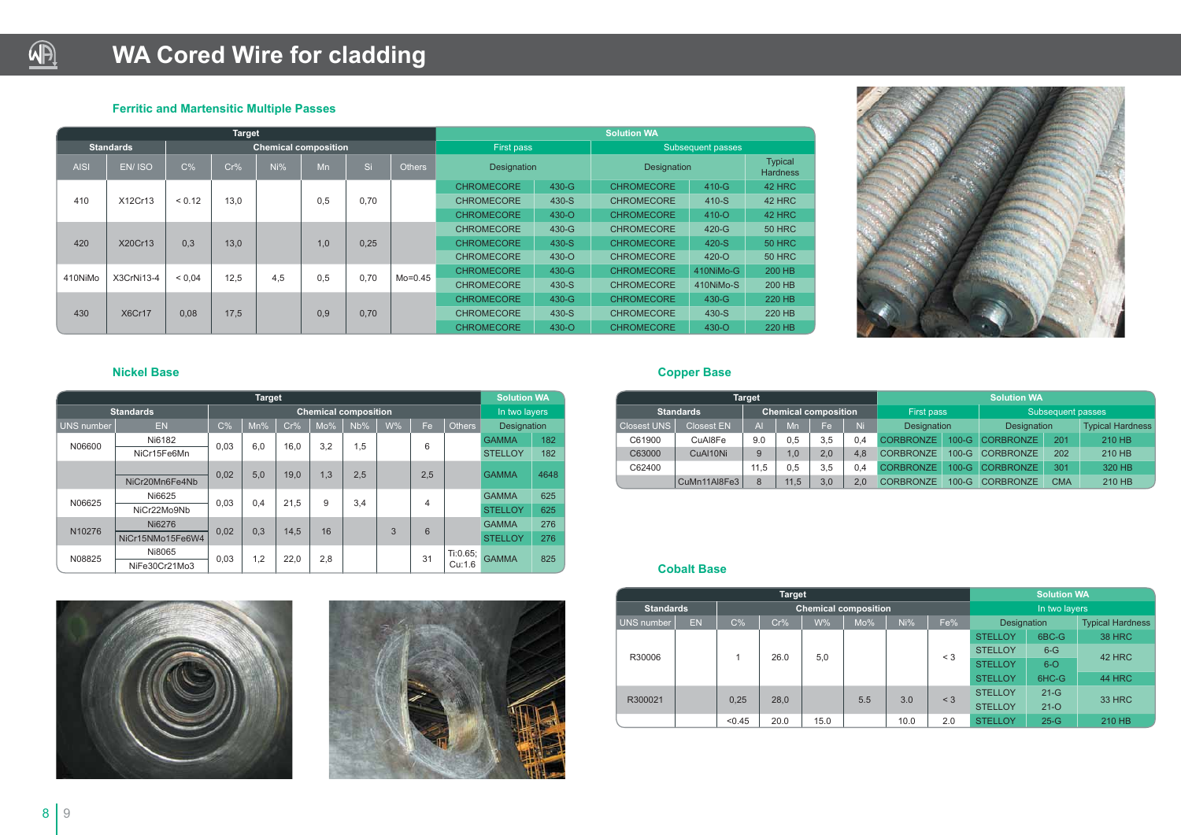# WA Cored Wire for cladding

## Ferritic and Martensitic Multiple Passes

| Target | | | | | | | | Solution WA | | | | |
|---|---|---|---|---|---|---|---|---|---|---|---|---|
| Standards | | Chemical composition | | | | | | First pass | | Subsequent passes | | |
| AISI | EN/ ISO | C% | Cr% | Ni% | Mn | Si | Others | Designation | | Designation | | Typical Hardness |
| 410 | X12Cr13 | < 0.12 | 13,0 | | 0,5 | 0,70 | | CHROMECORE | 430-G | CHROMECORE | 410-G | 42 HRC |
| | | | | | | | | CHROMECORE | 430-S | CHROMECORE | 410-S | 42 HRC |
| | | | | | | | | CHROMECORE | 430-O | CHROMECORE | 410-O | 42 HRC |
| 420 | X20Cr13 | 0,3 | 13,0 | | 1,0 | 0,25 | | CHROMECORE | 430-G | CHROMECORE | 420-G | 50 HRC |
| | | | | | | | | CHROMECORE | 430-S | CHROMECORE | 420-S | 50 HRC |
| | | | | | | | | CHROMECORE | 430-O | CHROMECORE | 420-O | 50 HRC |
| 410NiMo | X3CrNi13-4 | < 0,04 | 12,5 | 4,5 | 0,5 | 0,70 | Mo=0.45 | CHROMECORE | 430-G | CHROMECORE | 410NiMo-G | 200 HB |
| | | | | | | | | CHROMECORE | 430-S | CHROMECORE | 410NiMo-S | 200 HB |
| 430 | X6Cr17 | 0,08 | 17,5 | | 0,9 | 0,70 | | CHROMECORE | 430-G | CHROMECORE | 430-G | 220 HB |
| | | | | | | | | CHROMECORE | 430-S | CHROMECORE | 430-S | 220 HB |
| | | | | | | | | CHROMECORE | 430-O | CHROMECORE | 430-O | 220 HB |

## Nickel Base

| Target | | | | | | | | | | | Solution WA | |
|---|---|---|---|---|---|---|---|---|---|---|---|---|
| Standards | | Chemical composition | | | | | | | | | In two layers | |
| UNS number | EN | C% | Mn% | Cr% | Mo% | Nb% | W% | Fe | Others | | Designation | |
| N06600 | Ni6182 / NiCr15Fe6Mn | 0,03 | 6,0 | 16,0 | 3,2 | 1,5 | | 6 | | | GAMMA | 182 |
| | | | | | | | | | | | STELLOY | 182 |
| | NiCr20Mn6Fe4Nb | 0,02 | 5,0 | 19,0 | 1,3 | 2,5 | | 2,5 | | | GAMMA | 4648 |
| N06625 | Ni6625 / NiCr22Mo9Nb | 0,03 | 0,4 | 21,5 | 9 | 3,4 | | 4 | | | GAMMA | 625 |
| | | | | | | | | | | | STELLOY | 625 |
| N10276 | Ni6276 / NiCr15NMo15Fe6W4 | 0,02 | 0,3 | 14,5 | 16 | | 3 | 6 | | | GAMMA | 276 |
| | | | | | | | | | | | STELLOY | 276 |
| N08825 | Ni8065 / NiFe30Cr21Mo3 | 0,03 | 1,2 | 22,0 | 2,8 | | | 31 | Ti:0.65; Cu:1.6 | | GAMMA | 825 |

## Copper Base

| Target | | | | | | Solution WA | | | | |
|---|---|---|---|---|---|---|---|---|---|---|
| Standards | | Chemical composition | | | | First pass | | Subsequent passes | | |
| Closest UNS | Closest EN | Al | Mn | Fe | Ni | Designation | | Designation | | Typical Hardness |
| C61900 | CuAl8Fe | 9.0 | 0,5 | 3,5 | 0,4 | CORBRONZE | 100-G | CORBRONZE | 201 | 210 HB |
| C63000 | CuAl10Ni | 9 | 1,0 | 2,0 | 4,8 | CORBRONZE | 100-G | CORBRONZE | 202 | 210 HB |
| C62400 | | 11,5 | 0,5 | 3,5 | 0,4 | CORBRONZE | 100-G | CORBRONZE | 301 | 320 HB |
| | CuMn11Al8Fe3 | 8 | 11,5 | 3,0 | 2,0 | CORBRONZE | 100-G | CORBRONZE | CMA | 210 HB |

## Cobalt Base

| Target | | | | | | | | Solution WA | | |
|---|---|---|---|---|---|---|---|---|---|---|
| Standards | | Chemical composition | | | | | | In two layers | | |
| UNS number | EN | C% | Cr% | W% | Mo% | Ni% | Fe% | Designation | | Typical Hardness |
| R30006 | | 1 | 26.0 | 5,0 | | | < 3 | STELLOY | 6BC-G | 38 HRC |
| | | | | | | | | STELLOY | 6-G | 42 HRC |
| | | | | | | | | STELLOY | 6-O | 42 HRC |
| | | | | | | | | STELLOY | 6HC-G | 44 HRC |
| R300021 | | 0,25 | 28,0 | | 5.5 | 3.0 | < 3 | STELLOY | 21-G | 33 HRC |
| | | | | | | | | STELLOY | 21-O | 33 HRC |
| | | <0.45 | 20.0 | 15.0 | | 10.0 | 2.0 | STELLOY | 25-G | 210 HB |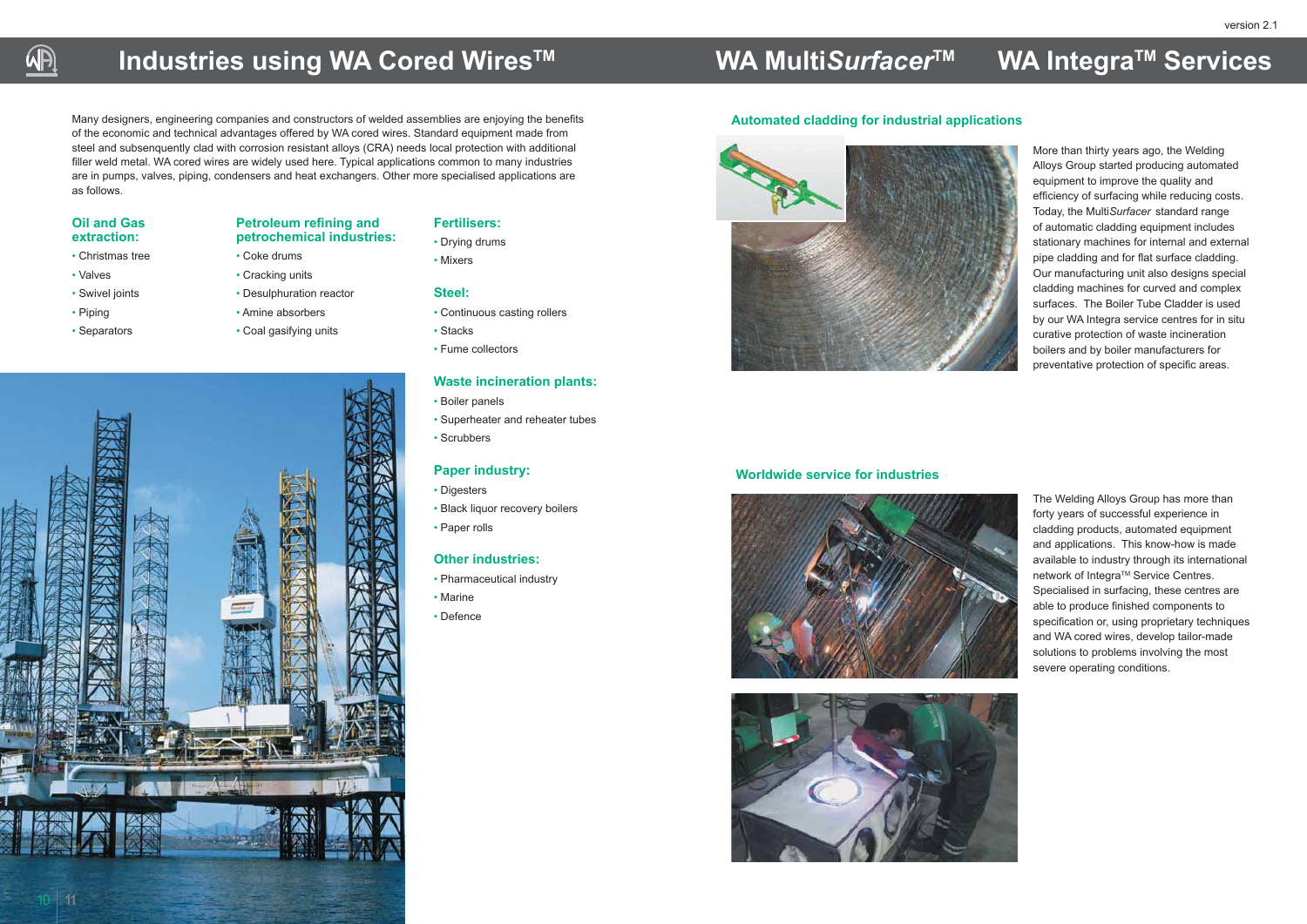# Industries using WA Cored Wires™

Many designers, engineering companies and constructors of welded assemblies are enjoying the benefits of the economic and technical advantages offered by WA cored wires. Standard equipment made from steel and subsequently clad with corrosion resistant alloys (CRA) needs local protection with additional filler weld metal. WA cored wires are widely used here. Typical applications common to many industries are in pumps, valves, piping, condensers and heat exchangers. Other more specialised applications are as follows.

### Oil and Gas extraction:

- Christmas tree
- Valves
- Swivel joints
- Piping
- Separators

### Petroleum refining and petrochemical industries:

- Coke drums
- Cracking units
- Desulphuration reactor
- Amine absorbers
- Coal gasifying units

### Fertilisers:

- Drying drums
- Mixers

### Steel:

- Continuous casting rollers
- Stacks
- Fume collectors

### Waste incineration plants:

- Boiler panels
- Superheater and reheater tubes
- Scrubbers

### Paper industry:

- Digesters
- Black liquor recovery boilers
- Paper rolls

### Other industries:

- Pharmaceutical industry
- Marine
- Defence

# WA Multi*Surfacer*™

## Automated cladding for industrial applications

More than thirty years ago, the Welding Alloys Group started producing automated equipment to improve the quality and efficiency of surfacing while reducing costs. Today, the Multi*Surfacer* standard range of automatic cladding equipment includes stationary machines for internal and external pipe cladding and for flat surface cladding. Our manufacturing unit also designs special cladding machines for curved and complex surfaces. The Boiler Tube Cladder is used by our WA Integra service centres for in situ curative protection of waste incineration boilers and by boiler manufacturers for preventative protection of specific areas.

# WA Integra™ Services

## Worldwide service for industries

The Welding Alloys Group has more than forty years of successful experience in cladding products, automated equipment and applications. This know-how is made available to industry through its international network of Integra™ Service Centres. Specialised in surfacing, these centres are able to produce finished components to specification or, using proprietary techniques and WA cored wires, develop tailor-made solutions to problems involving the most severe operating conditions.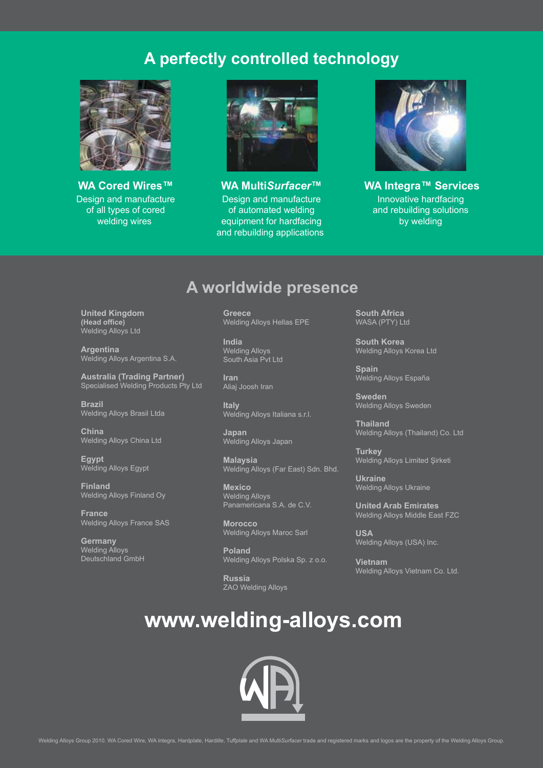## A perfectly controlled technology

**WA Cored Wires™**
Design and manufacture of all types of cored welding wires

**WA Multi*Surfacer*™**
Design and manufacture of automated welding equipment for hardfacing and rebuilding applications

**WA Integra™ Services**
Innovative hardfacing and rebuilding solutions by welding

## A worldwide presence

**United Kingdom**
**(Head office)**
Welding Alloys Ltd

**Argentina**
Welding Alloys Argentina S.A.

**Australia (Trading Partner)**
Specialised Welding Products Pty Ltd

**Brazil**
Welding Alloys Brasil Ltda

**China**
Welding Alloys China Ltd

**Egypt**
Welding Alloys Egypt

**Finland**
Welding Alloys Finland Oy

**France**
Welding Alloys France SAS

**Germany**
Welding Alloys Deutschland GmbH

**Greece**
Welding Alloys Hellas EPE

**India**
Welding Alloys South Asia Pvt Ltd

**Iran**
Aliaj Joosh Iran

**Italy**
Welding Alloys Italiana s.r.l.

**Japan**
Welding Alloys Japan

**Malaysia**
Welding Alloys (Far East) Sdn. Bhd.

**Mexico**
Welding Alloys Panamericana S.A. de C.V.

**Morocco**
Welding Alloys Maroc Sarl

**Poland**
Welding Alloys Polska Sp. z o.o.

**Russia**
ZAO Welding Alloys

**South Africa**
WASA (PTY) Ltd

**South Korea**
Welding Alloys Korea Ltd

**Spain**
Welding Alloys España

**Sweden**
Welding Alloys Sweden

**Thailand**
Welding Alloys (Thailand) Co. Ltd

**Turkey**
Welding Alloys Limited Şirketi

**Ukraine**
Welding Alloys Ukraine

**United Arab Emirates**
Welding Alloys Middle East FZC

**USA**
Welding Alloys (USA) Inc.

**Vietnam**
Welding Alloys Vietnam Co. Ltd.

# www.welding-alloys.com

Welding Alloys Group 2010. WA Cored Wire, WA Integra, Hard*plate*, Hard*lite*, Tuff*plate* and WA Multi*Surfacer* trade and registered marks and logos are the property of the Welding Alloys Group.